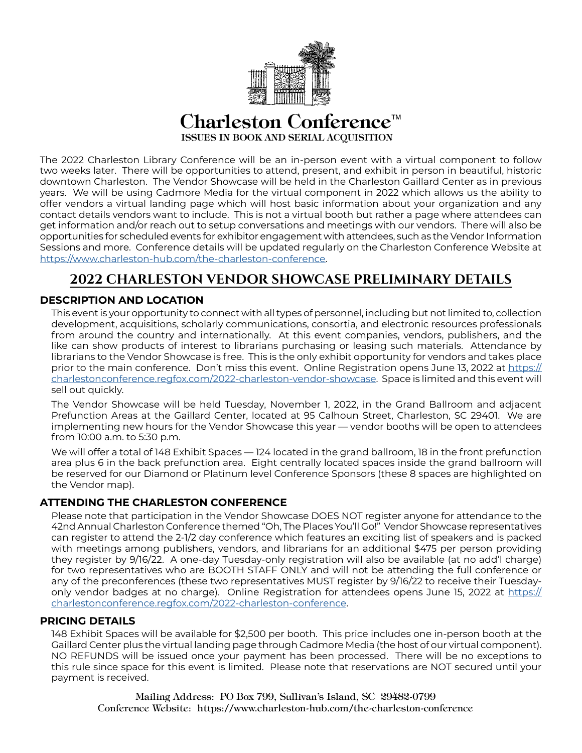# Charleston Conference™

**ISSUES IN BOOK AND SERIAL ACQUISITION**

The 2022 Charleston Library Conference will be an in-person event with a virtual component to follow two weeks later. There will be opportunities to attend, present, and exhibit in person in beautiful, historic downtown Charleston. The Vendor Showcase will be held in the Charleston Gaillard Center as in previous years. We will be using Cadmore Media for the virtual component in 2022 which allows us the ability to offer vendors a virtual landing page which will host basic information about your organization and any contact details vendors want to include. This is not a virtual booth but rather a page where attendees can get information and/or reach out to setup conversations and meetings with our vendors. There will also be opportunities for scheduled events for exhibitor engagement with attendees, such as the Vendor Information Sessions and more. Conference details will be updated regularly on the Charleston Conference Website at https://www.charleston-hub.com/the-charleston-conference.

## 2022 CHARLESTON VENDOR SHOWCASE PRELIMINARY DETAILS

### DESCRIPTION AND LOCATION

This event is your opportunity to connect with all types of personnel, including but not limited to, collection development, acquisitions, scholarly communications, consortia, and electronic resources professionals from around the country and internationally. At this event companies, vendors, publishers, and the like can show products of interest to librarians purchasing or leasing such materials. Attendance by librarians to the Vendor Showcase is free. This is the only exhibit opportunity for vendors and takes place prior to the main conference. Don't miss this event. Online Registration opens June 13, 2022 at https://charlestonconference.regfox.com/2022-charleston-vendor-showcase. Space is limited and this event will sell out quickly.

The Vendor Showcase will be held Tuesday, November 1, 2022, in the Grand Ballroom and adjacent Prefunction Areas at the Gaillard Center, located at 95 Calhoun Street, Charleston, SC 29401. We are implementing new hours for the Vendor Showcase this year — vendor booths will be open to attendees from 10:00 a.m. to 5:30 p.m.

We will offer a total of 148 Exhibit Spaces — 124 located in the grand ballroom, 18 in the front prefunction area plus 6 in the back prefunction area. Eight centrally located spaces inside the grand ballroom will be reserved for our Diamond or Platinum level Conference Sponsors (these 8 spaces are highlighted on the Vendor map).

### ATTENDING THE CHARLESTON CONFERENCE

Please note that participation in the Vendor Showcase DOES NOT register anyone for attendance to the 42nd Annual Charleston Conference themed "Oh, The Places You'll Go!" Vendor Showcase representatives can register to attend the 2-1/2 day conference which features an exciting list of speakers and is packed with meetings among publishers, vendors, and librarians for an additional $475 per person providing they register by 9/16/22. A one-day Tuesday-only registration will also be available (at no add'l charge) for two representatives who are BOOTH STAFF ONLY and will not be attending the full conference or any of the preconferences (these two representatives MUST register by 9/16/22 to receive their Tuesday-only vendor badges at no charge). Online Registration for attendees opens June 15, 2022 at https://charlestonconference.regfox.com/2022-charleston-conference.

### PRICING DETAILS

148 Exhibit Spaces will be available for $2,500 per booth. This price includes one in-person booth at the Gaillard Center plus the virtual landing page through Cadmore Media (the host of our virtual component). NO REFUNDS will be issued once your payment has been processed. There will be no exceptions to this rule since space for this event is limited. Please note that reservations are NOT secured until your payment is received.

Mailing Address: PO Box 799, Sullivan's Island, SC 29482-0799
Conference Website: https://www.charleston-hub.com/the-charleston-conference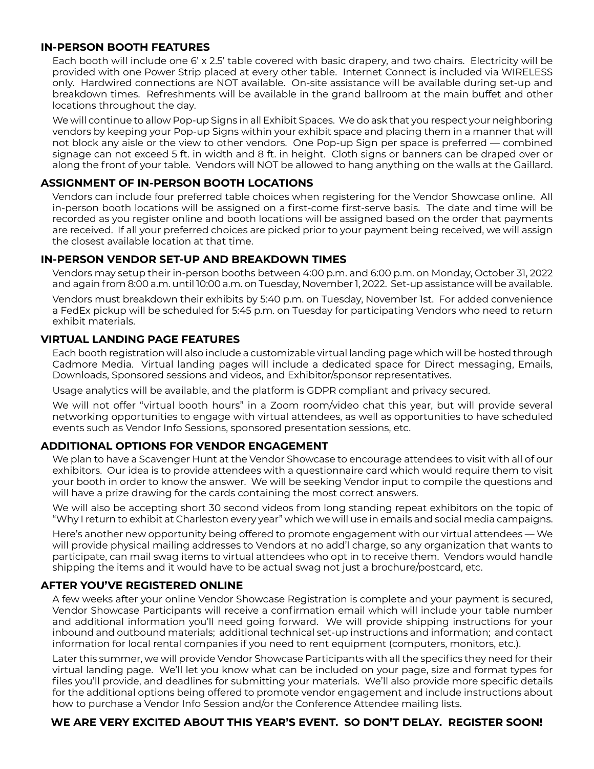## IN-PERSON BOOTH FEATURES

Each booth will include one 6' x 2.5' table covered with basic drapery, and two chairs. Electricity will be provided with one Power Strip placed at every other table. Internet Connect is included via WIRELESS only. Hardwired connections are NOT available. On-site assistance will be available during set-up and breakdown times. Refreshments will be available in the grand ballroom at the main buffet and other locations throughout the day.

We will continue to allow Pop-up Signs in all Exhibit Spaces. We do ask that you respect your neighboring vendors by keeping your Pop-up Signs within your exhibit space and placing them in a manner that will not block any aisle or the view to other vendors. One Pop-up Sign per space is preferred — combined signage can not exceed 5 ft. in width and 8 ft. in height. Cloth signs or banners can be draped over or along the front of your table. Vendors will NOT be allowed to hang anything on the walls at the Gaillard.

## ASSIGNMENT OF IN-PERSON BOOTH LOCATIONS

Vendors can include four preferred table choices when registering for the Vendor Showcase online. All in-person booth locations will be assigned on a first-come first-serve basis. The date and time will be recorded as you register online and booth locations will be assigned based on the order that payments are received. If all your preferred choices are picked prior to your payment being received, we will assign the closest available location at that time.

## IN-PERSON VENDOR SET-UP AND BREAKDOWN TIMES

Vendors may setup their in-person booths between 4:00 p.m. and 6:00 p.m. on Monday, October 31, 2022 and again from 8:00 a.m. until 10:00 a.m. on Tuesday, November 1, 2022. Set-up assistance will be available.

Vendors must breakdown their exhibits by 5:40 p.m. on Tuesday, November 1st. For added convenience a FedEx pickup will be scheduled for 5:45 p.m. on Tuesday for participating Vendors who need to return exhibit materials.

## VIRTUAL LANDING PAGE FEATURES

Each booth registration will also include a customizable virtual landing page which will be hosted through Cadmore Media. Virtual landing pages will include a dedicated space for Direct messaging, Emails, Downloads, Sponsored sessions and videos, and Exhibitor/sponsor representatives.

Usage analytics will be available, and the platform is GDPR compliant and privacy secured.

We will not offer "virtual booth hours" in a Zoom room/video chat this year, but will provide several networking opportunities to engage with virtual attendees, as well as opportunities to have scheduled events such as Vendor Info Sessions, sponsored presentation sessions, etc.

## ADDITIONAL OPTIONS FOR VENDOR ENGAGEMENT

We plan to have a Scavenger Hunt at the Vendor Showcase to encourage attendees to visit with all of our exhibitors. Our idea is to provide attendees with a questionnaire card which would require them to visit your booth in order to know the answer. We will be seeking Vendor input to compile the questions and will have a prize drawing for the cards containing the most correct answers.

We will also be accepting short 30 second videos from long standing repeat exhibitors on the topic of "Why I return to exhibit at Charleston every year" which we will use in emails and social media campaigns.

Here's another new opportunity being offered to promote engagement with our virtual attendees — We will provide physical mailing addresses to Vendors at no add'l charge, so any organization that wants to participate, can mail swag items to virtual attendees who opt in to receive them. Vendors would handle shipping the items and it would have to be actual swag not just a brochure/postcard, etc.

## AFTER YOU'VE REGISTERED ONLINE

A few weeks after your online Vendor Showcase Registration is complete and your payment is secured, Vendor Showcase Participants will receive a confirmation email which will include your table number and additional information you'll need going forward. We will provide shipping instructions for your inbound and outbound materials; additional technical set-up instructions and information; and contact information for local rental companies if you need to rent equipment (computers, monitors, etc.).

Later this summer, we will provide Vendor Showcase Participants with all the specifics they need for their virtual landing page. We'll let you know what can be included on your page, size and format types for files you'll provide, and deadlines for submitting your materials. We'll also provide more specific details for the additional options being offered to promote vendor engagement and include instructions about how to purchase a Vendor Info Session and/or the Conference Attendee mailing lists.

**WE ARE VERY EXCITED ABOUT THIS YEAR'S EVENT. SO DON'T DELAY. REGISTER SOON!**